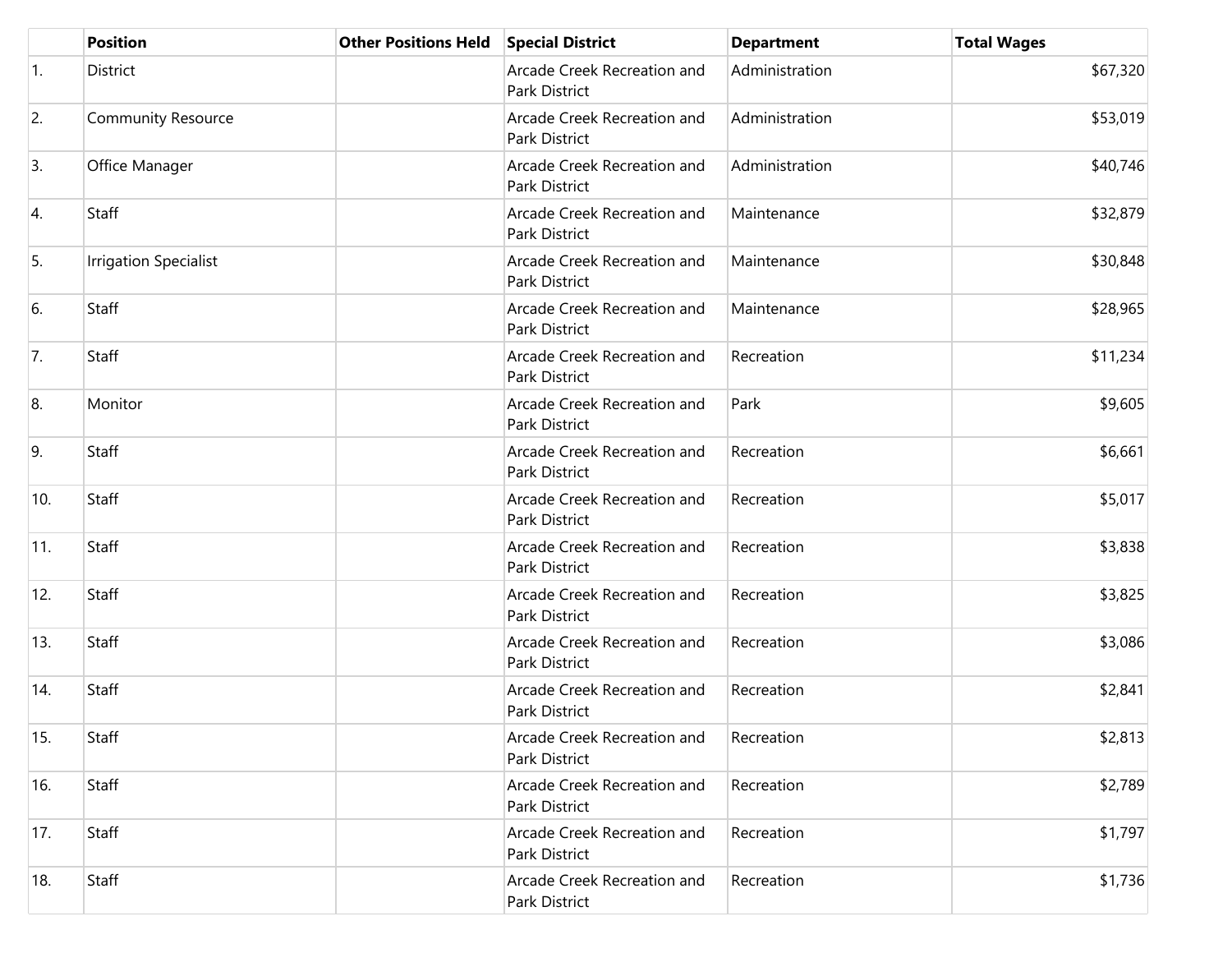| | Position | Other Positions Held | Special District | Department | Total Wages |
|---|---|---|---|---|---|
| 1. | District | | Arcade Creek Recreation and Park District | Administration | $67,320 |
| 2. | Community Resource | | Arcade Creek Recreation and Park District | Administration | $53,019 |
| 3. | Office Manager | | Arcade Creek Recreation and Park District | Administration | $40,746 |
| 4. | Staff | | Arcade Creek Recreation and Park District | Maintenance | $32,879 |
| 5. | Irrigation Specialist | | Arcade Creek Recreation and Park District | Maintenance | $30,848 |
| 6. | Staff | | Arcade Creek Recreation and Park District | Maintenance | $28,965 |
| 7. | Staff | | Arcade Creek Recreation and Park District | Recreation | $11,234 |
| 8. | Monitor | | Arcade Creek Recreation and Park District | Park | $9,605 |
| 9. | Staff | | Arcade Creek Recreation and Park District | Recreation | $6,661 |
| 10. | Staff | | Arcade Creek Recreation and Park District | Recreation | $5,017 |
| 11. | Staff | | Arcade Creek Recreation and Park District | Recreation | $3,838 |
| 12. | Staff | | Arcade Creek Recreation and Park District | Recreation | $3,825 |
| 13. | Staff | | Arcade Creek Recreation and Park District | Recreation | $3,086 |
| 14. | Staff | | Arcade Creek Recreation and Park District | Recreation | $2,841 |
| 15. | Staff | | Arcade Creek Recreation and Park District | Recreation | $2,813 |
| 16. | Staff | | Arcade Creek Recreation and Park District | Recreation | $2,789 |
| 17. | Staff | | Arcade Creek Recreation and Park District | Recreation | $1,797 |
| 18. | Staff | | Arcade Creek Recreation and Park District | Recreation | $1,736 |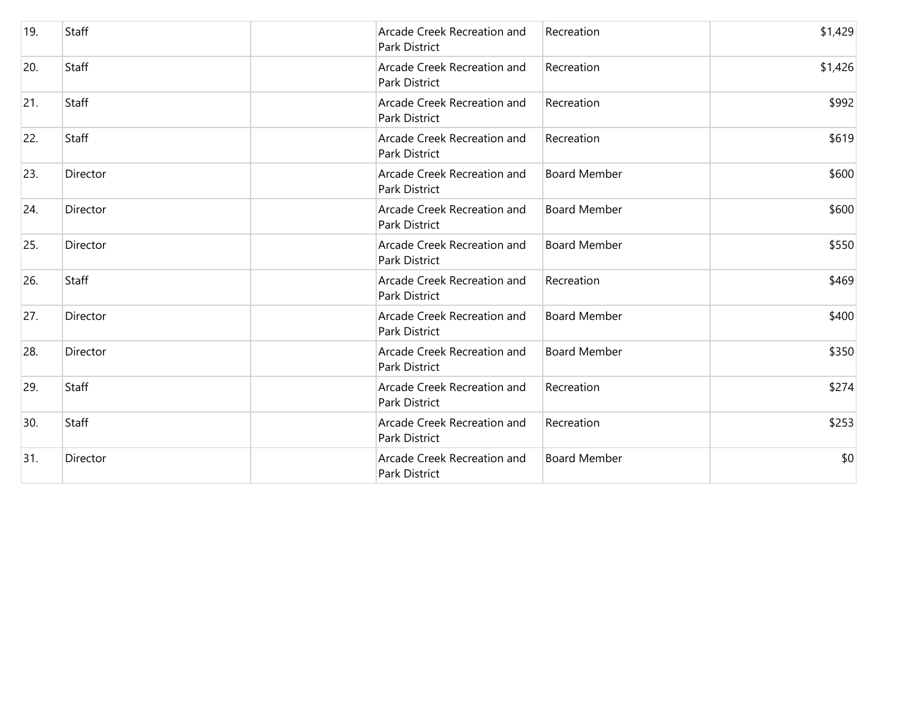| | | | | | |
|---|---|---|---|---|---|
| 19. | Staff | | Arcade Creek Recreation and Park District | Recreation | $1,429 |
| 20. | Staff | | Arcade Creek Recreation and Park District | Recreation | $1,426 |
| 21. | Staff | | Arcade Creek Recreation and Park District | Recreation | $992 |
| 22. | Staff | | Arcade Creek Recreation and Park District | Recreation | $619 |
| 23. | Director | | Arcade Creek Recreation and Park District | Board Member | $600 |
| 24. | Director | | Arcade Creek Recreation and Park District | Board Member | $600 |
| 25. | Director | | Arcade Creek Recreation and Park District | Board Member | $550 |
| 26. | Staff | | Arcade Creek Recreation and Park District | Recreation | $469 |
| 27. | Director | | Arcade Creek Recreation and Park District | Board Member | $400 |
| 28. | Director | | Arcade Creek Recreation and Park District | Board Member | $350 |
| 29. | Staff | | Arcade Creek Recreation and Park District | Recreation | $274 |
| 30. | Staff | | Arcade Creek Recreation and Park District | Recreation | $253 |
| 31. | Director | | Arcade Creek Recreation and Park District | Board Member | $0 |